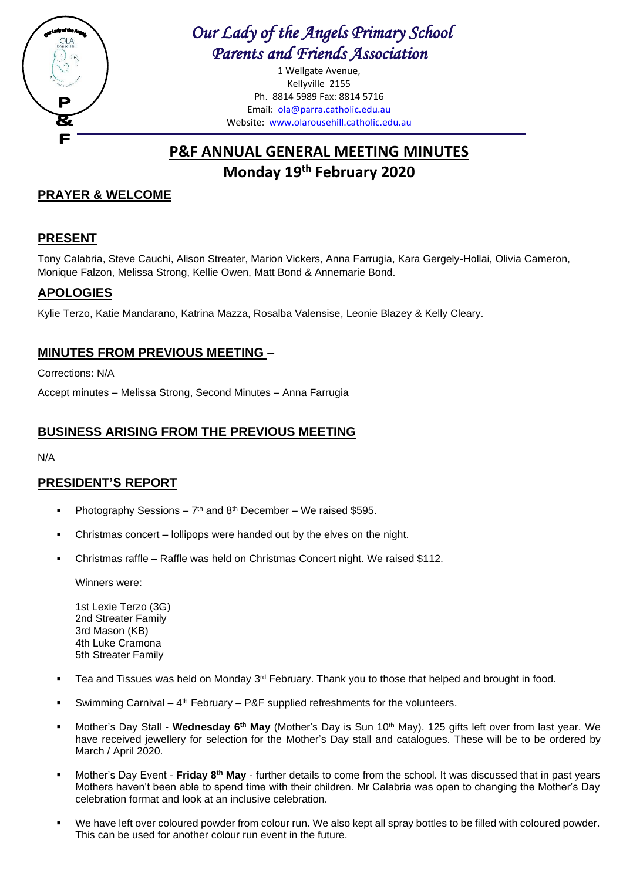# *Our Lady of the Angels Primary School*
# *Parents and Friends Association*

1 Wellgate Avenue,
Kellyville 2155
Ph. 8814 5989 Fax: 8814 5716
Email: ola@parra.catholic.edu.au
Website: www.olarousehill.catholic.edu.au

## P&F ANNUAL GENERAL MEETING MINUTES
## Monday 19th February 2020

### PRAYER & WELCOME

### PRESENT

Tony Calabria, Steve Cauchi, Alison Streater, Marion Vickers, Anna Farrugia, Kara Gergely-Hollai, Olivia Cameron, Monique Falzon, Melissa Strong, Kellie Owen, Matt Bond & Annemarie Bond.

### APOLOGIES

Kylie Terzo, Katie Mandarano, Katrina Mazza, Rosalba Valensise, Leonie Blazey & Kelly Cleary.

### MINUTES FROM PREVIOUS MEETING –

Corrections: N/A

Accept minutes – Melissa Strong, Second Minutes – Anna Farrugia

### BUSINESS ARISING FROM THE PREVIOUS MEETING

N/A

### PRESIDENT'S REPORT

- Photography Sessions – 7th and 8th December – We raised $595.
- Christmas concert – lollipops were handed out by the elves on the night.
- Christmas raffle – Raffle was held on Christmas Concert night. We raised $112.

  Winners were:

  1st Lexie Terzo (3G)
  2nd Streater Family
  3rd Mason (KB)
  4th Luke Cramona
  5th Streater Family

- Tea and Tissues was held on Monday 3rd February. Thank you to those that helped and brought in food.
- Swimming Carnival – 4th February – P&F supplied refreshments for the volunteers.
- Mother's Day Stall - **Wednesday 6th May** (Mother's Day is Sun 10th May). 125 gifts left over from last year. We have received jewellery for selection for the Mother's Day stall and catalogues. These will be to be ordered by March / April 2020.
- Mother's Day Event - **Friday 8th May** - further details to come from the school. It was discussed that in past years Mothers haven't been able to spend time with their children. Mr Calabria was open to changing the Mother's Day celebration format and look at an inclusive celebration.
- We have left over coloured powder from colour run. We also kept all spray bottles to be filled with coloured powder. This can be used for another colour run event in the future.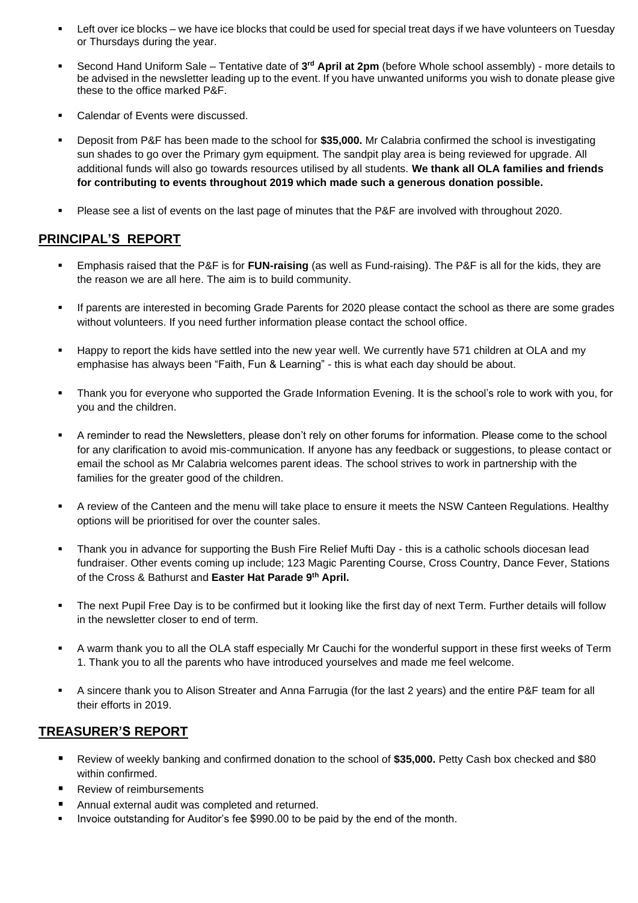- Left over ice blocks – we have ice blocks that could be used for special treat days if we have volunteers on Tuesday or Thursdays during the year.
- Second Hand Uniform Sale – Tentative date of **3rd April at 2pm** (before Whole school assembly) - more details to be advised in the newsletter leading up to the event. If you have unwanted uniforms you wish to donate please give these to the office marked P&F.
- Calendar of Events were discussed.
- Deposit from P&F has been made to the school for **$35,000.** Mr Calabria confirmed the school is investigating sun shades to go over the Primary gym equipment. The sandpit play area is being reviewed for upgrade. All additional funds will also go towards resources utilised by all students. **We thank all OLA families and friends for contributing to events throughout 2019 which made such a generous donation possible.**
- Please see a list of events on the last page of minutes that the P&F are involved with throughout 2020.

## PRINCIPAL'S REPORT

- Emphasis raised that the P&F is for **FUN-raising** (as well as Fund-raising). The P&F is all for the kids, they are the reason we are all here. The aim is to build community.
- If parents are interested in becoming Grade Parents for 2020 please contact the school as there are some grades without volunteers. If you need further information please contact the school office.
- Happy to report the kids have settled into the new year well. We currently have 571 children at OLA and my emphasise has always been "Faith, Fun & Learning" - this is what each day should be about.
- Thank you for everyone who supported the Grade Information Evening. It is the school's role to work with you, for you and the children.
- A reminder to read the Newsletters, please don't rely on other forums for information. Please come to the school for any clarification to avoid mis-communication. If anyone has any feedback or suggestions, to please contact or email the school as Mr Calabria welcomes parent ideas. The school strives to work in partnership with the families for the greater good of the children.
- A review of the Canteen and the menu will take place to ensure it meets the NSW Canteen Regulations. Healthy options will be prioritised for over the counter sales.
- Thank you in advance for supporting the Bush Fire Relief Mufti Day - this is a catholic schools diocesan lead fundraiser. Other events coming up include; 123 Magic Parenting Course, Cross Country, Dance Fever, Stations of the Cross & Bathurst and **Easter Hat Parade 9th April.**
- The next Pupil Free Day is to be confirmed but it looking like the first day of next Term. Further details will follow in the newsletter closer to end of term.
- A warm thank you to all the OLA staff especially Mr Cauchi for the wonderful support in these first weeks of Term 1. Thank you to all the parents who have introduced yourselves and made me feel welcome.
- A sincere thank you to Alison Streater and Anna Farrugia (for the last 2 years) and the entire P&F team for all their efforts in 2019.

## TREASURER'S REPORT

- Review of weekly banking and confirmed donation to the school of **$35,000.** Petty Cash box checked and $80 within confirmed.
- Review of reimbursements
- Annual external audit was completed and returned.
- Invoice outstanding for Auditor's fee $990.00 to be paid by the end of the month.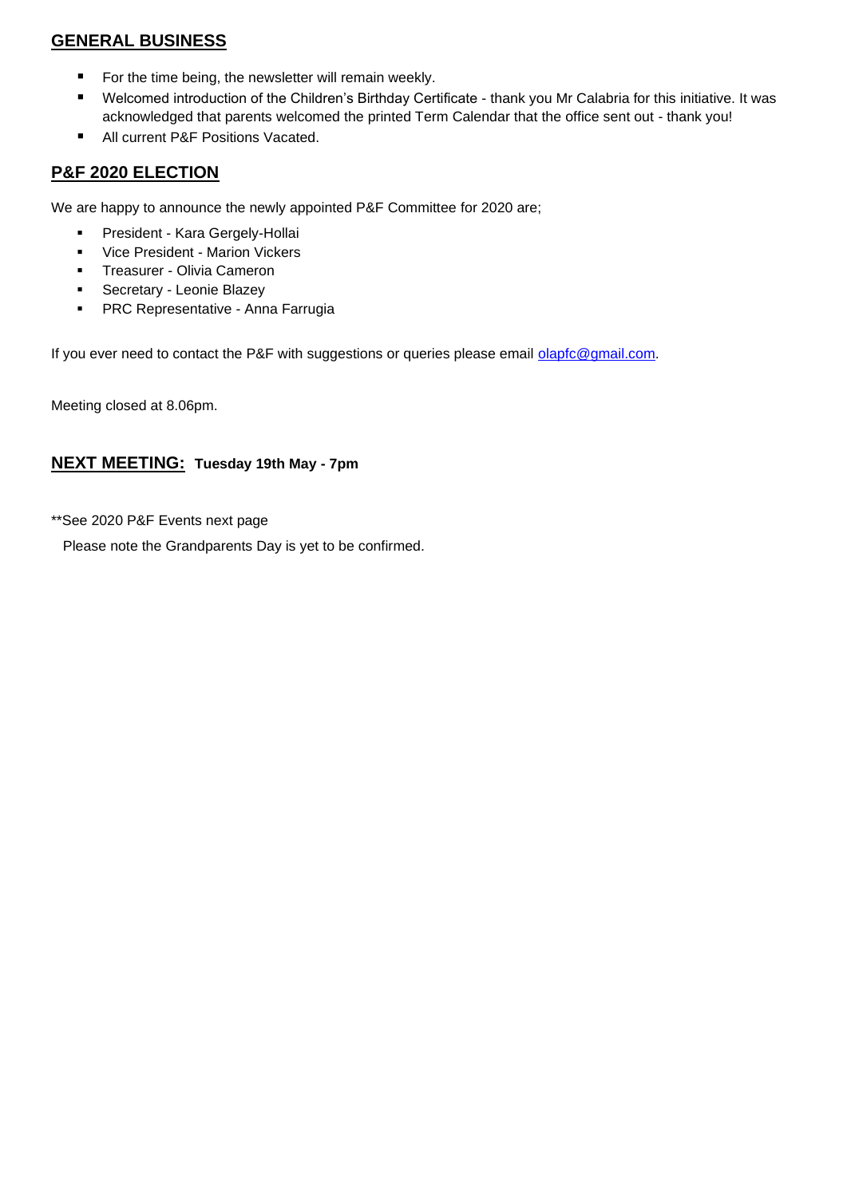## GENERAL BUSINESS

- For the time being, the newsletter will remain weekly.
- Welcomed introduction of the Children's Birthday Certificate - thank you Mr Calabria for this initiative. It was acknowledged that parents welcomed the printed Term Calendar that the office sent out - thank you!
- All current P&F Positions Vacated.

## P&F 2020 ELECTION

We are happy to announce the newly appointed P&F Committee for 2020 are;

- President - Kara Gergely-Hollai
- Vice President - Marion Vickers
- Treasurer - Olivia Cameron
- Secretary - Leonie Blazey
- PRC Representative - Anna Farrugia

If you ever need to contact the P&F with suggestions or queries please email olapfc@gmail.com.

Meeting closed at 8.06pm.

## NEXT MEETING: **Tuesday 19th May - 7pm**

**See 2020 P&F Events next page

Please note the Grandparents Day is yet to be confirmed.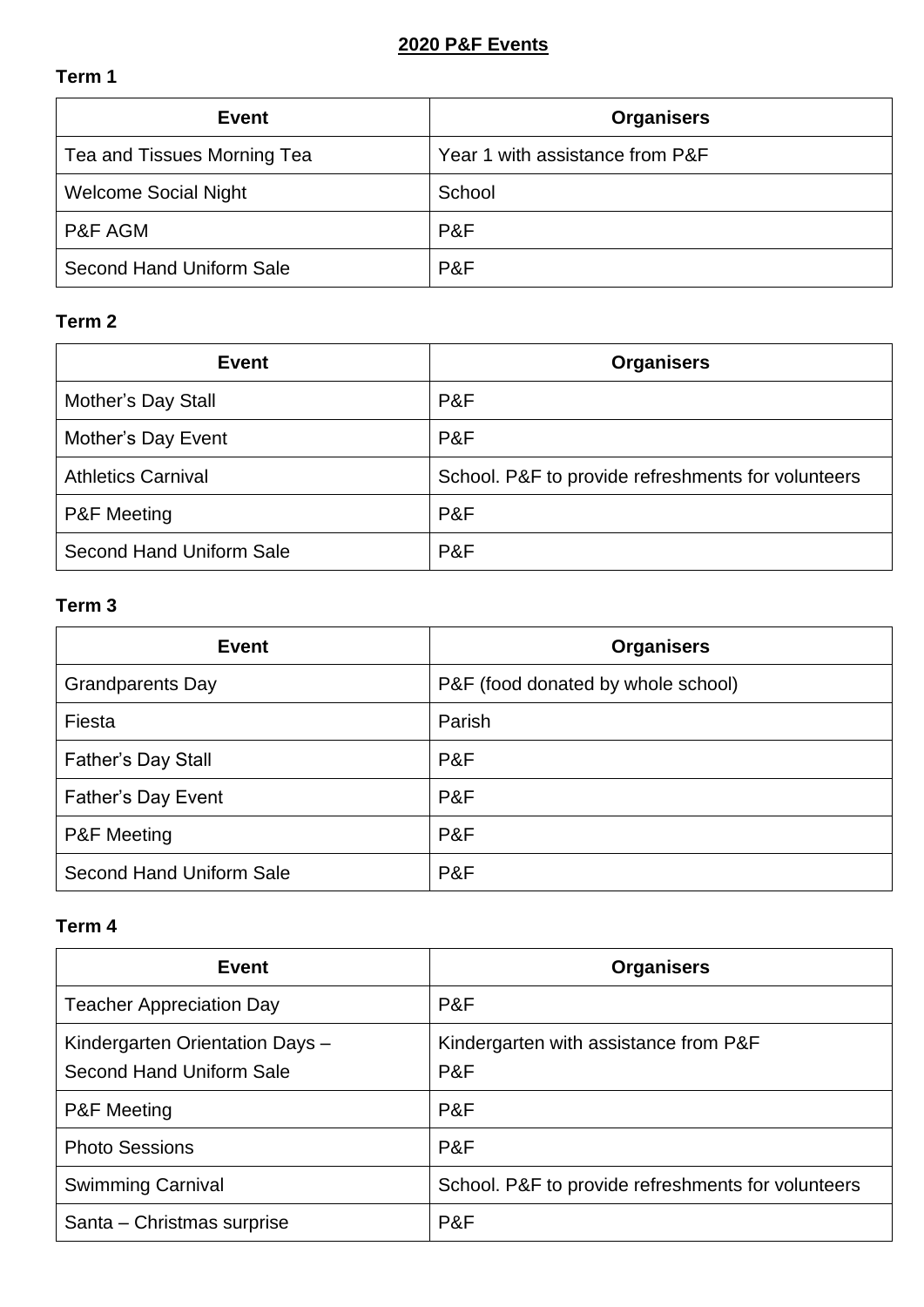## 2020 P&F Events

**Term 1**

| Event | Organisers |
| --- | --- |
| Tea and Tissues Morning Tea | Year 1 with assistance from P&F |
| Welcome Social Night | School |
| P&F AGM | P&F |
| Second Hand Uniform Sale | P&F |

**Term 2**

| Event | Organisers |
| --- | --- |
| Mother's Day Stall | P&F |
| Mother's Day Event | P&F |
| Athletics Carnival | School. P&F to provide refreshments for volunteers |
| P&F Meeting | P&F |
| Second Hand Uniform Sale | P&F |

**Term 3**

| Event | Organisers |
| --- | --- |
| Grandparents Day | P&F (food donated by whole school) |
| Fiesta | Parish |
| Father's Day Stall | P&F |
| Father's Day Event | P&F |
| P&F Meeting | P&F |
| Second Hand Uniform Sale | P&F |

**Term 4**

| Event | Organisers |
| --- | --- |
| Teacher Appreciation Day | P&F |
| Kindergarten Orientation Days – Second Hand Uniform Sale | Kindergarten with assistance from P&F P&F |
| P&F Meeting | P&F |
| Photo Sessions | P&F |
| Swimming Carnival | School. P&F to provide refreshments for volunteers |
| Santa – Christmas surprise | P&F |